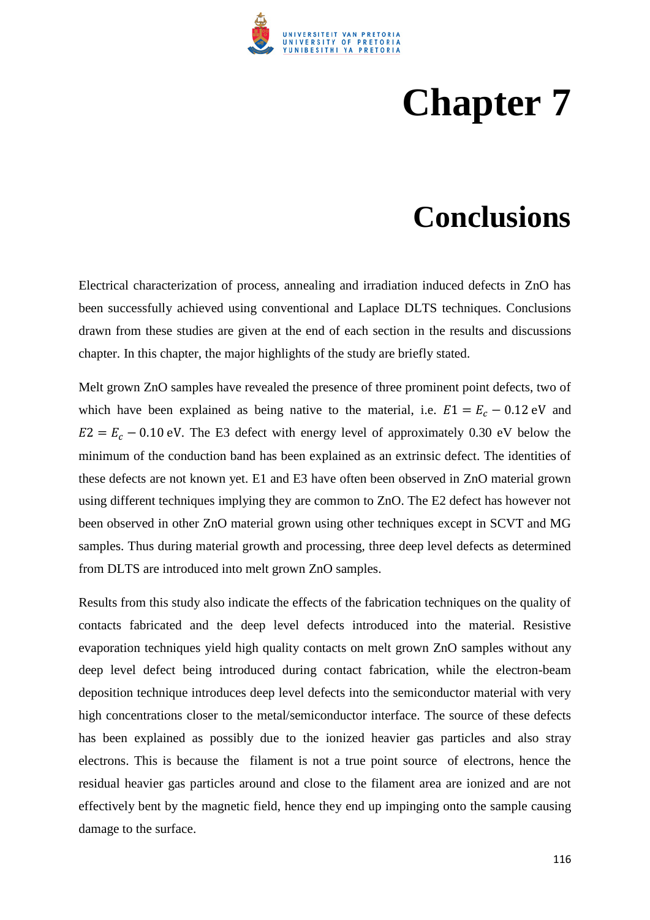# Chapter 7

# Conclusions

Electrical characterization of process, annealing and irradiation induced defects in ZnO has been successfully achieved using conventional and Laplace DLTS techniques. Conclusions drawn from these studies are given at the end of each section in the results and discussions chapter. In this chapter, the major highlights of the study are briefly stated.

Melt grown ZnO samples have revealed the presence of three prominent point defects, two of which have been explained as being native to the material, i.e. $E1 = E_c - 0.12$ eV and $E2 = E_c - 0.10$ eV. The E3 defect with energy level of approximately 0.30 eV below the minimum of the conduction band has been explained as an extrinsic defect. The identities of these defects are not known yet. E1 and E3 have often been observed in ZnO material grown using different techniques implying they are common to ZnO. The E2 defect has however not been observed in other ZnO material grown using other techniques except in SCVT and MG samples. Thus during material growth and processing, three deep level defects as determined from DLTS are introduced into melt grown ZnO samples.

Results from this study also indicate the effects of the fabrication techniques on the quality of contacts fabricated and the deep level defects introduced into the material. Resistive evaporation techniques yield high quality contacts on melt grown ZnO samples without any deep level defect being introduced during contact fabrication, while the electron-beam deposition technique introduces deep level defects into the semiconductor material with very high concentrations closer to the metal/semiconductor interface. The source of these defects has been explained as possibly due to the ionized heavier gas particles and also stray electrons. This is because the filament is not a true point source of electrons, hence the residual heavier gas particles around and close to the filament area are ionized and are not effectively bent by the magnetic field, hence they end up impinging onto the sample causing damage to the surface.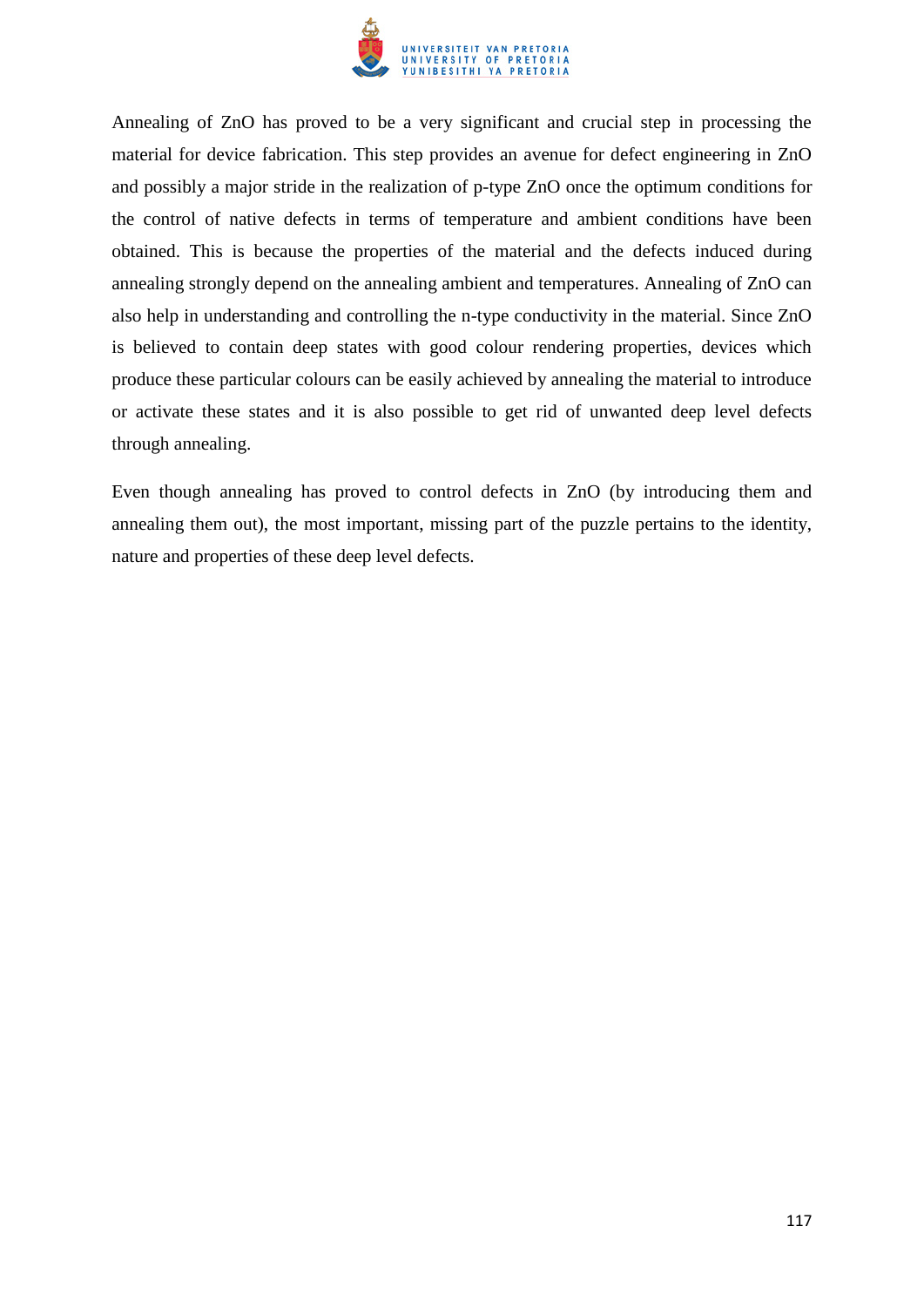Annealing of ZnO has proved to be a very significant and crucial step in processing the material for device fabrication. This step provides an avenue for defect engineering in ZnO and possibly a major stride in the realization of p-type ZnO once the optimum conditions for the control of native defects in terms of temperature and ambient conditions have been obtained. This is because the properties of the material and the defects induced during annealing strongly depend on the annealing ambient and temperatures. Annealing of ZnO can also help in understanding and controlling the n-type conductivity in the material. Since ZnO is believed to contain deep states with good colour rendering properties, devices which produce these particular colours can be easily achieved by annealing the material to introduce or activate these states and it is also possible to get rid of unwanted deep level defects through annealing.

Even though annealing has proved to control defects in ZnO (by introducing them and annealing them out), the most important, missing part of the puzzle pertains to the identity, nature and properties of these deep level defects.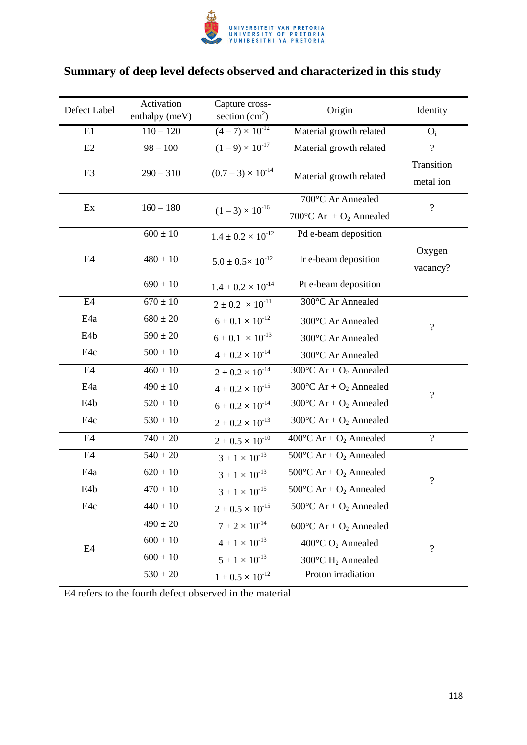## Summary of deep level defects observed and characterized in this study

| Defect Label | Activation enthalpy (meV) | Capture cross-section ($cm^2$) | Origin | Identity |
|---|---|---|---|---|
| E1 | 110 – 120 | $(4 - 7) \times 10^{-12}$ | Material growth related | $O_i$ |
| E2 | 98 – 100 | $(1 - 9) \times 10^{-17}$ | Material growth related | ? |
| E3 | 290 – 310 | $(0.7 - 3) \times 10^{-14}$ | Material growth related | Transition metal ion |
| Ex | 160 – 180 | $(1 - 3) \times 10^{-16}$ | 700°C Ar Annealed<br>700°C Ar + $O_2$ Annealed | ? |
| E4 | $600 \pm 10$ | $1.4 \pm 0.2 \times 10^{-12}$ | Pd e-beam deposition | Oxygen vacancy? |
| | $480 \pm 10$ | $5.0 \pm 0.5 \times 10^{-12}$ | Ir e-beam deposition | |
| | $690 \pm 10$ | $1.4 \pm 0.2 \times 10^{-14}$ | Pt e-beam deposition | |
| E4 | $670 \pm 10$ | $2 \pm 0.2 \times 10^{-11}$ | 300°C Ar Annealed | ? |
| E4a | $680 \pm 20$ | $6 \pm 0.1 \times 10^{-12}$ | 300°C Ar Annealed | |
| E4b | $590 \pm 20$ | $6 \pm 0.1 \times 10^{-13}$ | 300°C Ar Annealed | |
| E4c | $500 \pm 10$ | $4 \pm 0.2 \times 10^{-14}$ | 300°C Ar Annealed | |
| E4 | $460 \pm 10$ | $2 \pm 0.2 \times 10^{-14}$ | 300°C Ar + $O_2$ Annealed | ? |
| E4a | $490 \pm 10$ | $4 \pm 0.2 \times 10^{-15}$ | 300°C Ar + $O_2$ Annealed | |
| E4b | $520 \pm 10$ | $6 \pm 0.2 \times 10^{-14}$ | 300°C Ar + $O_2$ Annealed | |
| E4c | $530 \pm 10$ | $2 \pm 0.2 \times 10^{-13}$ | 300°C Ar + $O_2$ Annealed | |
| E4 | $740 \pm 20$ | $2 \pm 0.5 \times 10^{-10}$ | 400°C Ar + $O_2$ Annealed | ? |
| E4 | $540 \pm 20$ | $3 \pm 1 \times 10^{-13}$ | 500°C Ar + $O_2$ Annealed | ? |
| E4a | $620 \pm 10$ | $3 \pm 1 \times 10^{-13}$ | 500°C Ar + $O_2$ Annealed | |
| E4b | $470 \pm 10$ | $3 \pm 1 \times 10^{-15}$ | 500°C Ar + $O_2$ Annealed | |
| E4c | $440 \pm 10$ | $2 \pm 0.5 \times 10^{-15}$ | 500°C Ar + $O_2$ Annealed | |
| E4 | $490 \pm 20$ | $7 \pm 2 \times 10^{-14}$ | 600°C Ar + $O_2$ Annealed | ? |
| | $600 \pm 10$ | $4 \pm 1 \times 10^{-13}$ | 400°C $O_2$ Annealed | |
| | $600 \pm 10$ | $5 \pm 1 \times 10^{-13}$ | 300°C $H_2$ Annealed | |
| | $530 \pm 20$ | $1 \pm 0.5 \times 10^{-12}$ | Proton irradiation | |

E4 refers to the fourth defect observed in the material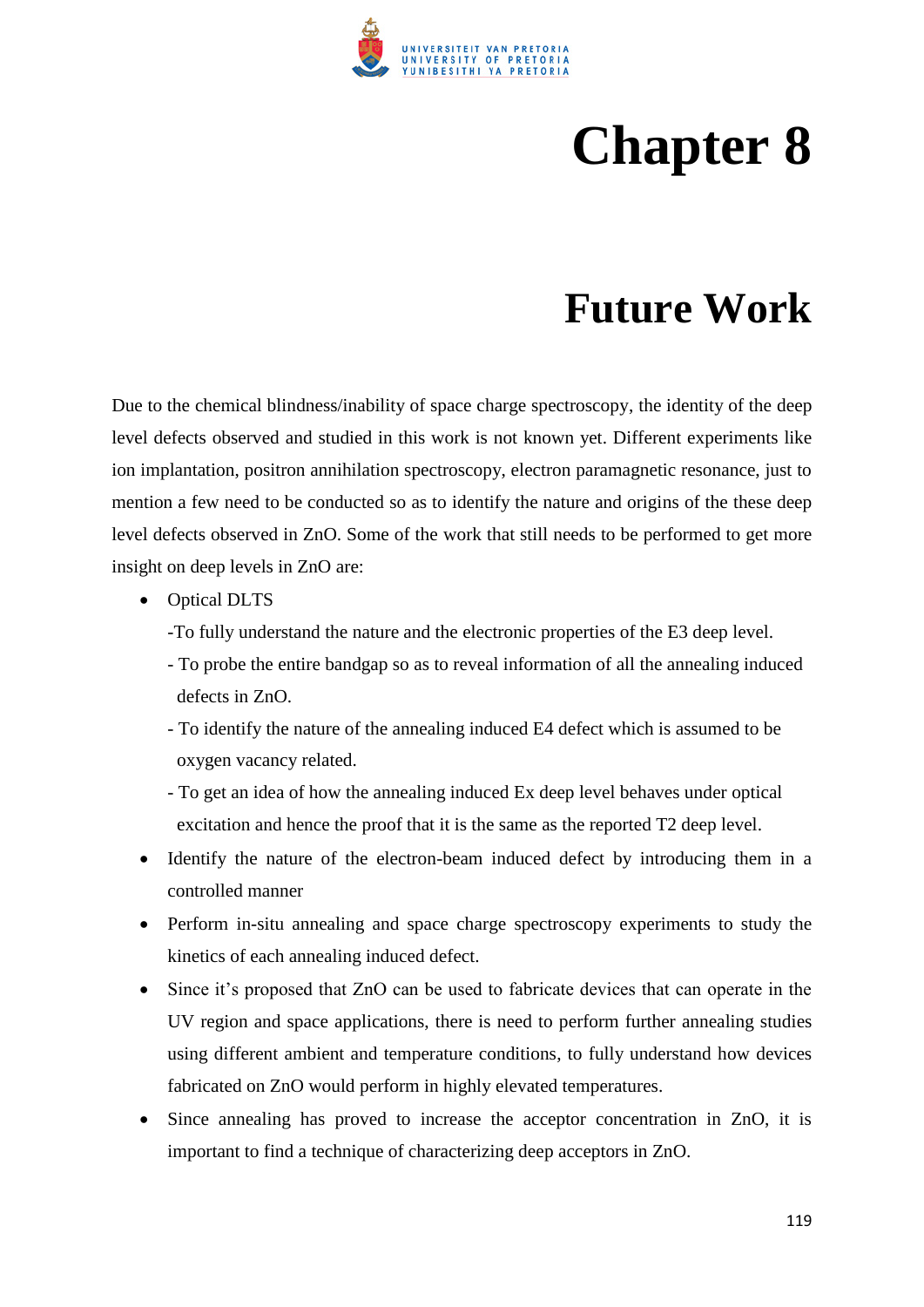# Chapter 8

# Future Work

Due to the chemical blindness/inability of space charge spectroscopy, the identity of the deep level defects observed and studied in this work is not known yet. Different experiments like ion implantation, positron annihilation spectroscopy, electron paramagnetic resonance, just to mention a few need to be conducted so as to identify the nature and origins of the these deep level defects observed in ZnO. Some of the work that still needs to be performed to get more insight on deep levels in ZnO are:

- Optical DLTS
  - -To fully understand the nature and the electronic properties of the E3 deep level.
  - - To probe the entire bandgap so as to reveal information of all the annealing induced defects in ZnO.
  - - To identify the nature of the annealing induced E4 defect which is assumed to be oxygen vacancy related.
  - - To get an idea of how the annealing induced Ex deep level behaves under optical excitation and hence the proof that it is the same as the reported T2 deep level.
- Identify the nature of the electron-beam induced defect by introducing them in a controlled manner
- Perform in-situ annealing and space charge spectroscopy experiments to study the kinetics of each annealing induced defect.
- Since it's proposed that ZnO can be used to fabricate devices that can operate in the UV region and space applications, there is need to perform further annealing studies using different ambient and temperature conditions, to fully understand how devices fabricated on ZnO would perform in highly elevated temperatures.
- Since annealing has proved to increase the acceptor concentration in ZnO, it is important to find a technique of characterizing deep acceptors in ZnO.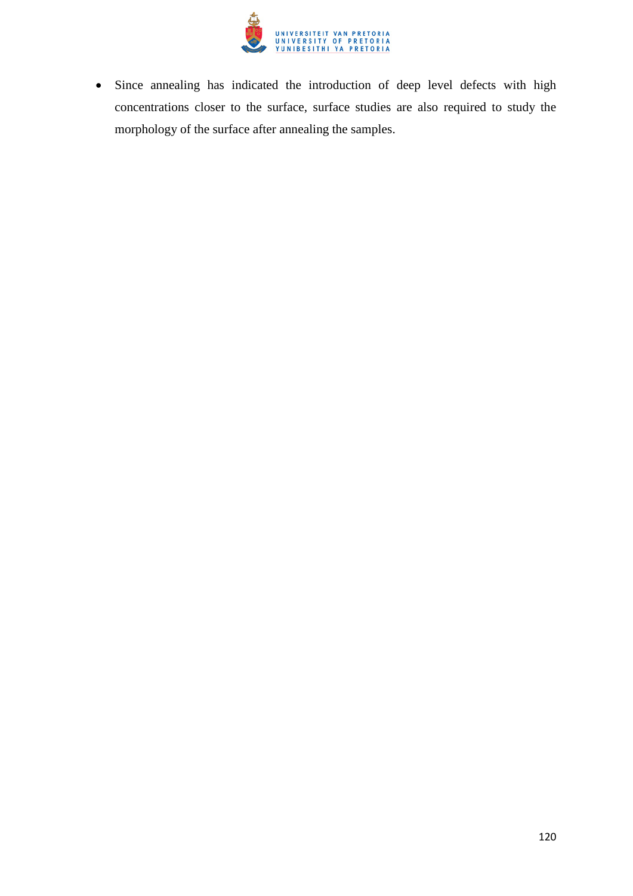- Since annealing has indicated the introduction of deep level defects with high concentrations closer to the surface, surface studies are also required to study the morphology of the surface after annealing the samples.